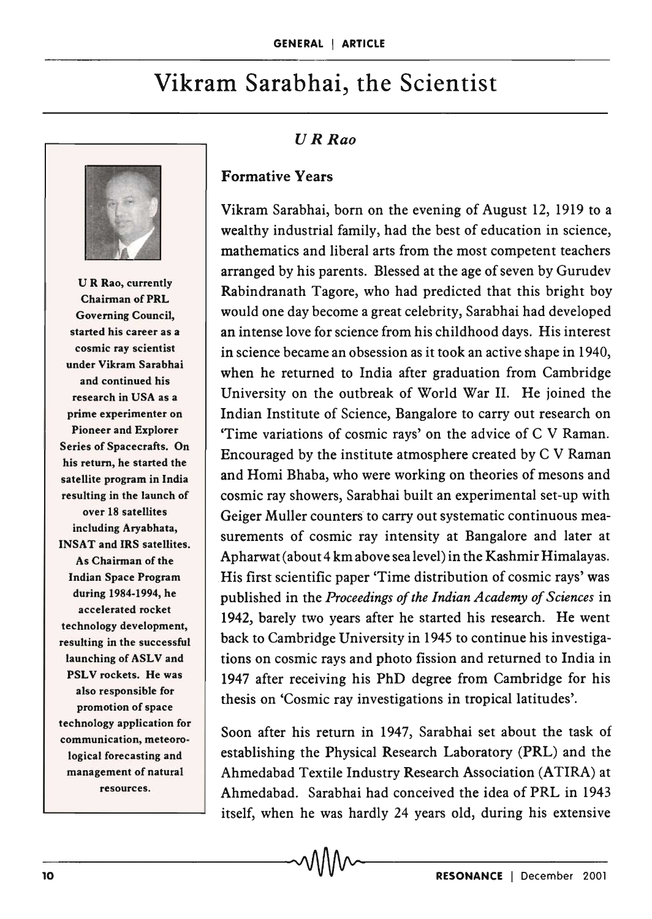# Vikram Sarabhai, the Scientist

*U R Rao*

U R Rao, currently Chairman of PRL Governing Council, started his career as a cosmic ray scientist under Vikram Sarabhai and continued his research in USA as a prime experimenter on Pioneer and Explorer Series of Spacecrafts. On his return, he started the satellite program in India resulting in the launch of over 18 satellites including Aryabhata, INSAT and IRS satellites. As Chairman of the Indian Space Program during 1984-1994, he accelerated rocket technology development, resulting in the successful launching of ASLV and PSLV rockets. He was also responsible for promotion of space technology application for communication, meteorological forecasting and management of natural resources.

## Formative Years

Vikram Sarabhai, born on the evening of August 12, 1919 to a wealthy industrial family, had the best of education in science, mathematics and liberal arts from the most competent teachers arranged by his parents. Blessed at the age of seven by Gurudev Rabindranath Tagore, who had predicted that this bright boy would one day become a great celebrity, Sarabhai had developed an intense love for science from his childhood days. His interest in science became an obsession as it took an active shape in 1940, when he returned to India after graduation from Cambridge University on the outbreak of World War II. He joined the Indian Institute of Science, Bangalore to carry out research on 'Time variations of cosmic rays' on the advice of C V Raman. Encouraged by the institute atmosphere created by C V Raman and Homi Bhaba, who were working on theories of mesons and cosmic ray showers, Sarabhai built an experimental set-up with Geiger Muller counters to carry out systematic continuous measurements of cosmic ray intensity at Bangalore and later at Apharwat (about 4 km above sea level) in the Kashmir Himalayas. His first scientific paper 'Time distribution of cosmic rays' was published in the *Proceedings of the Indian Academy of Sciences* in 1942, barely two years after he started his research. He went back to Cambridge University in 1945 to continue his investigations on cosmic rays and photo fission and returned to India in 1947 after receiving his PhD degree from Cambridge for his thesis on 'Cosmic ray investigations in tropical latitudes'.

Soon after his return in 1947, Sarabhai set about the task of establishing the Physical Research Laboratory (PRL) and the Ahmedabad Textile Industry Research Association (ATIRA) at Ahmedabad. Sarabhai had conceived the idea of PRL in 1943 itself, when he was hardly 24 years old, during his extensive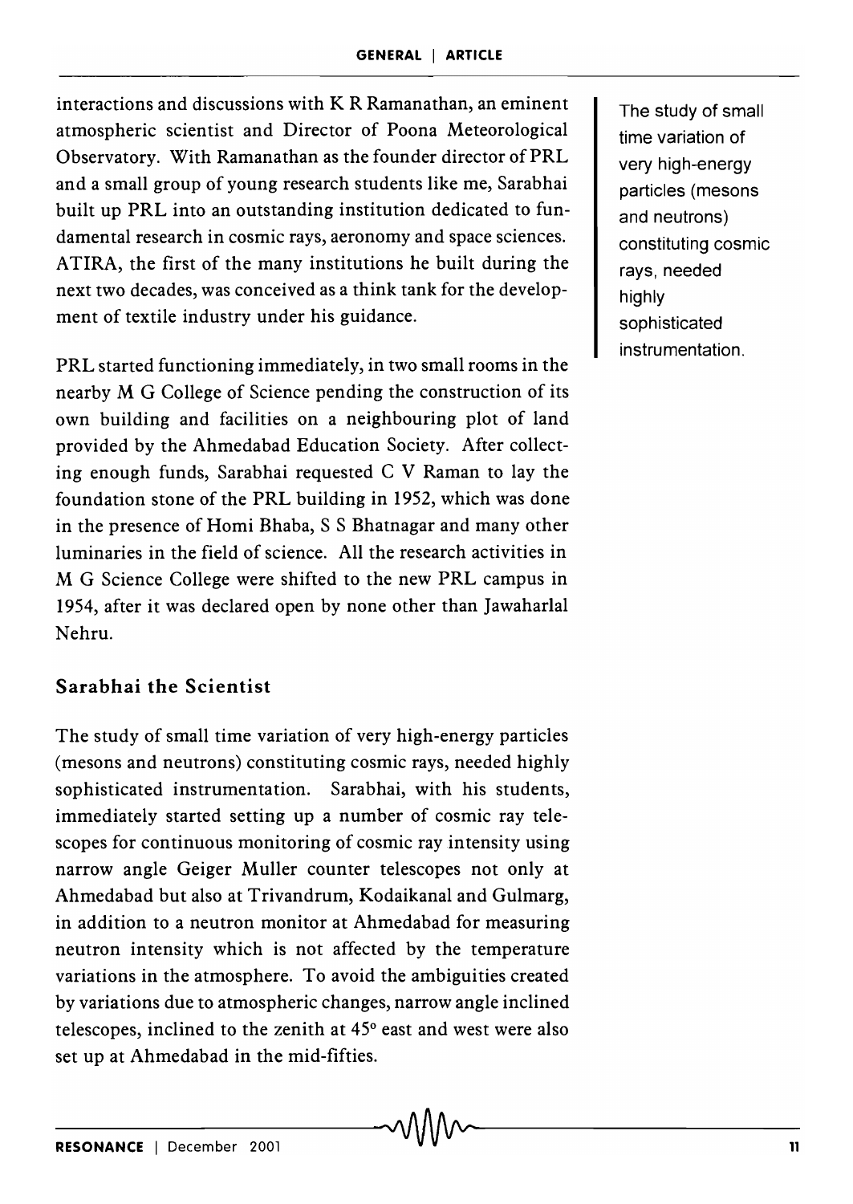interactions and discussions with K R Ramanathan, an eminent atmospheric scientist and Director of Poona Meteorological Observatory. With Ramanathan as the founder director of PRL and a small group of young research students like me, Sarabhai built up PRL into an outstanding institution dedicated to fundamental research in cosmic rays, aeronomy and space sciences. ATIRA, the first of the many institutions he built during the next two decades, was conceived as a think tank for the development of textile industry under his guidance.

PRL started functioning immediately, in two small rooms in the nearby M G College of Science pending the construction of its own building and facilities on a neighbouring plot of land provided by the Ahmedabad Education Society. After collecting enough funds, Sarabhai requested C V Raman to lay the foundation stone of the PRL building in 1952, which was done in the presence of Homi Bhaba, S S Bhatnagar and many other luminaries in the field of science. All the research activities in M G Science College were shifted to the new PRL campus in 1954, after it was declared open by none other than Jawaharlal Nehru.

> The study of small time variation of very high-energy particles (mesons and neutrons) constituting cosmic rays, needed highly sophisticated instrumentation.

## Sarabhai the Scientist

The study of small time variation of very high-energy particles (mesons and neutrons) constituting cosmic rays, needed highly sophisticated instrumentation. Sarabhai, with his students, immediately started setting up a number of cosmic ray telescopes for continuous monitoring of cosmic ray intensity using narrow angle Geiger Muller counter telescopes not only at Ahmedabad but also at Trivandrum, Kodaikanal and Gulmarg, in addition to a neutron monitor at Ahmedabad for measuring neutron intensity which is not affected by the temperature variations in the atmosphere. To avoid the ambiguities created by variations due to atmospheric changes, narrow angle inclined telescopes, inclined to the zenith at 45° east and west were also set up at Ahmedabad in the mid-fifties.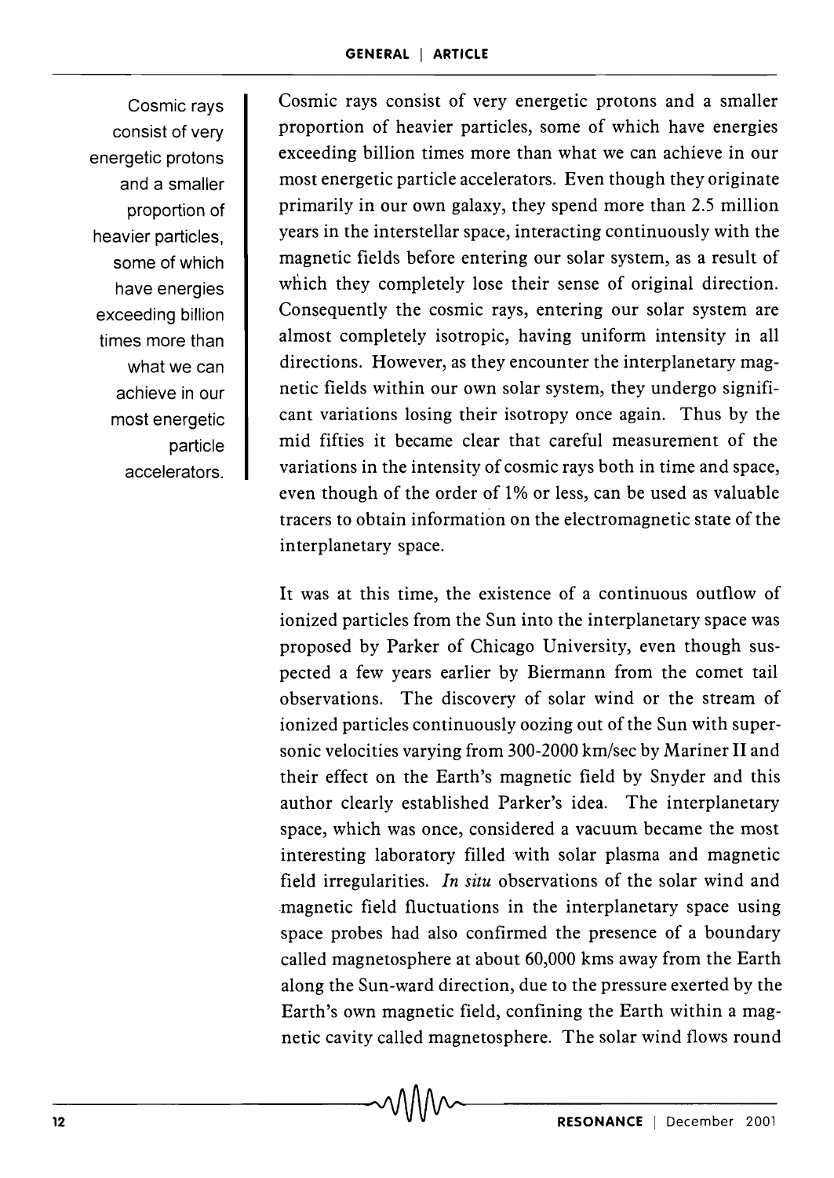Cosmic rays consist of very energetic protons and a smaller proportion of heavier particles, some of which have energies exceeding billion times more than what we can achieve in our most energetic particle accelerators.

Cosmic rays consist of very energetic protons and a smaller proportion of heavier particles, some of which have energies exceeding billion times more than what we can achieve in our most energetic particle accelerators. Even though they originate primarily in our own galaxy, they spend more than 2.5 million years in the interstellar space, interacting continuously with the magnetic fields before entering our solar system, as a result of which they completely lose their sense of original direction. Consequently the cosmic rays, entering our solar system are almost completely isotropic, having uniform intensity in all directions. However, as they encounter the interplanetary magnetic fields within our own solar system, they undergo significant variations losing their isotropy once again. Thus by the mid fifties it became clear that careful measurement of the variations in the intensity of cosmic rays both in time and space, even though of the order of 1% or less, can be used as valuable tracers to obtain information on the electromagnetic state of the interplanetary space.

It was at this time, the existence of a continuous outflow of ionized particles from the Sun into the interplanetary space was proposed by Parker of Chicago University, even though suspected a few years earlier by Biermann from the comet tail observations. The discovery of solar wind or the stream of ionized particles continuously oozing out of the Sun with supersonic velocities varying from 300-2000 km/sec by Mariner II and their effect on the Earth's magnetic field by Snyder and this author clearly established Parker's idea. The interplanetary space, which was once, considered a vacuum became the most interesting laboratory filled with solar plasma and magnetic field irregularities. *In situ* observations of the solar wind and magnetic field fluctuations in the interplanetary space using space probes had also confirmed the presence of a boundary called magnetosphere at about 60,000 kms away from the Earth along the Sun-ward direction, due to the pressure exerted by the Earth's own magnetic field, confining the Earth within a magnetic cavity called magnetosphere. The solar wind flows round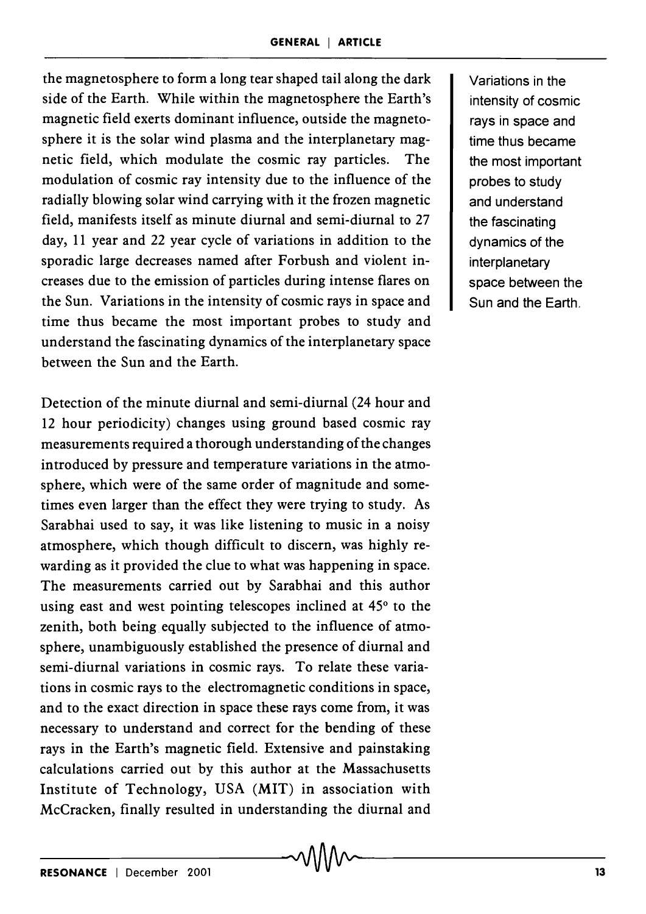the magnetosphere to form a long tear shaped tail along the dark side of the Earth. While within the magnetosphere the Earth's magnetic field exerts dominant influence, outside the magnetosphere it is the solar wind plasma and the interplanetary magnetic field, which modulate the cosmic ray particles. The modulation of cosmic ray intensity due to the influence of the radially blowing solar wind carrying with it the frozen magnetic field, manifests itself as minute diurnal and semi-diurnal to 27 day, 11 year and 22 year cycle of variations in addition to the sporadic large decreases named after Forbush and violent increases due to the emission of particles during intense flares on the Sun. Variations in the intensity of cosmic rays in space and time thus became the most important probes to study and understand the fascinating dynamics of the interplanetary space between the Sun and the Earth.

Variations in the intensity of cosmic rays in space and time thus became the most important probes to study and understand the fascinating dynamics of the interplanetary space between the Sun and the Earth.

Detection of the minute diurnal and semi-diurnal (24 hour and 12 hour periodicity) changes using ground based cosmic ray measurements required a thorough understanding of the changes introduced by pressure and temperature variations in the atmosphere, which were of the same order of magnitude and sometimes even larger than the effect they were trying to study. As Sarabhai used to say, it was like listening to music in a noisy atmosphere, which though difficult to discern, was highly rewarding as it provided the clue to what was happening in space. The measurements carried out by Sarabhai and this author using east and west pointing telescopes inclined at 45° to the zenith, both being equally subjected to the influence of atmosphere, unambiguously established the presence of diurnal and semi-diurnal variations in cosmic rays. To relate these variations in cosmic rays to the electromagnetic conditions in space, and to the exact direction in space these rays come from, it was necessary to understand and correct for the bending of these rays in the Earth's magnetic field. Extensive and painstaking calculations carried out by this author at the Massachusetts Institute of Technology, USA (MIT) in association with McCracken, finally resulted in understanding the diurnal and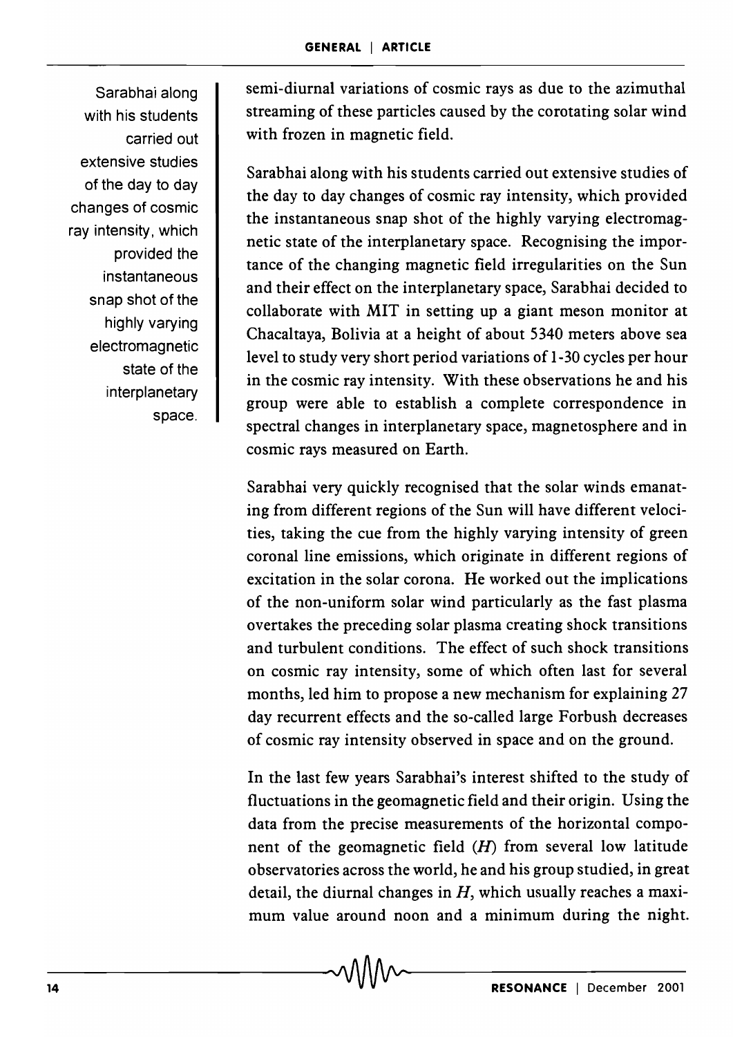Sarabhai along with his students carried out extensive studies of the day to day changes of cosmic ray intensity, which provided the instantaneous snap shot of the highly varying electromagnetic state of the interplanetary space.

semi-diurnal variations of cosmic rays as due to the azimuthal streaming of these particles caused by the corotating solar wind with frozen in magnetic field.

Sarabhai along with his students carried out extensive studies of the day to day changes of cosmic ray intensity, which provided the instantaneous snap shot of the highly varying electromagnetic state of the interplanetary space. Recognising the importance of the changing magnetic field irregularities on the Sun and their effect on the interplanetary space, Sarabhai decided to collaborate with MIT in setting up a giant meson monitor at Chacaltaya, Bolivia at a height of about 5340 meters above sea level to study very short period variations of 1-30 cycles per hour in the cosmic ray intensity. With these observations he and his group were able to establish a complete correspondence in spectral changes in interplanetary space, magnetosphere and in cosmic rays measured on Earth.

Sarabhai very quickly recognised that the solar winds emanating from different regions of the Sun will have different velocities, taking the cue from the highly varying intensity of green coronal line emissions, which originate in different regions of excitation in the solar corona. He worked out the implications of the non-uniform solar wind particularly as the fast plasma overtakes the preceding solar plasma creating shock transitions and turbulent conditions. The effect of such shock transitions on cosmic ray intensity, some of which often last for several months, led him to propose a new mechanism for explaining 27 day recurrent effects and the so-called large Forbush decreases of cosmic ray intensity observed in space and on the ground.

In the last few years Sarabhai's interest shifted to the study of fluctuations in the geomagnetic field and their origin. Using the data from the precise measurements of the horizontal component of the geomagnetic field ($H$) from several low latitude observatories across the world, he and his group studied, in great detail, the diurnal changes in $H$, which usually reaches a maximum value around noon and a minimum during the night.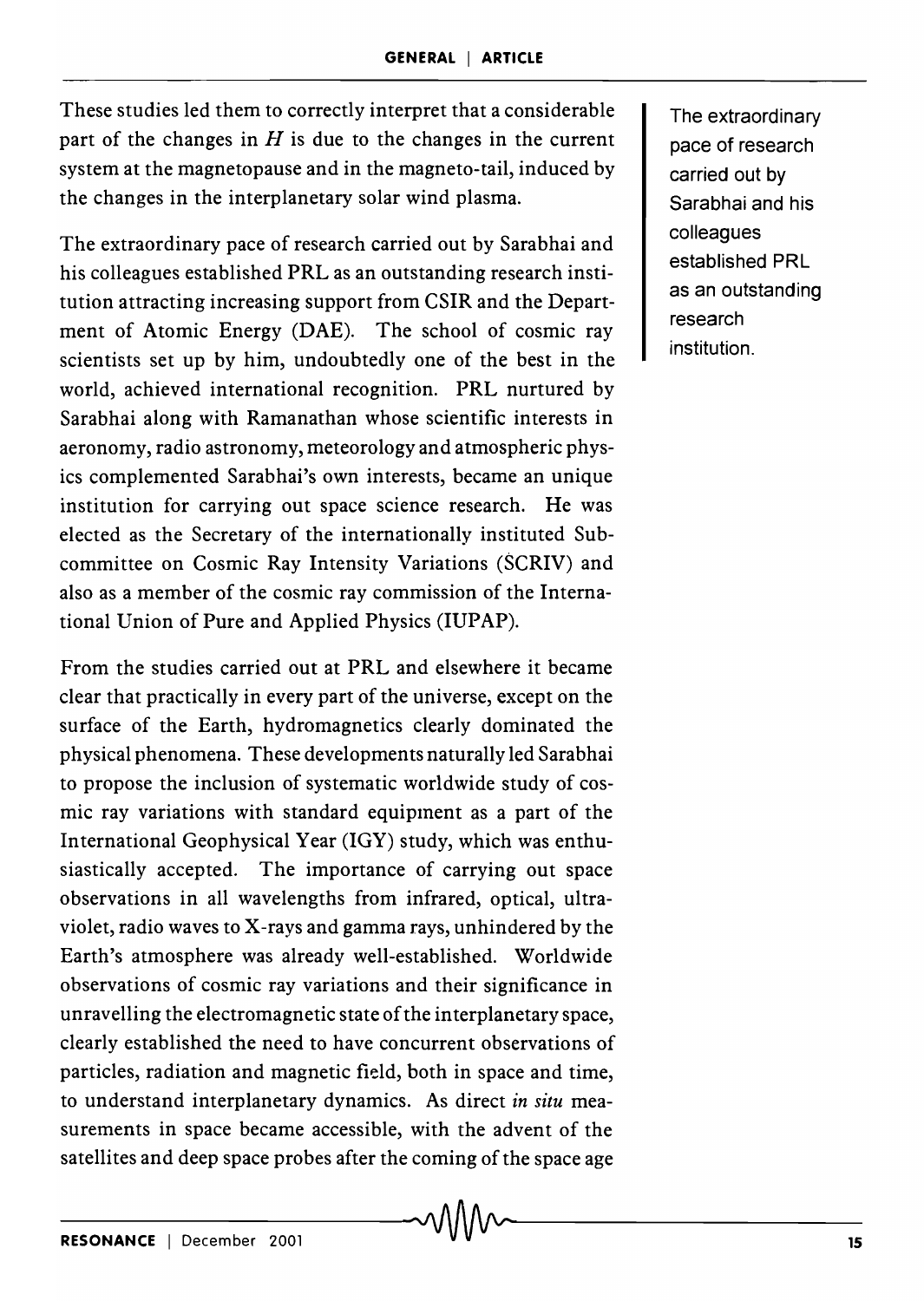These studies led them to correctly interpret that a considerable part of the changes in $H$ is due to the changes in the current system at the magnetopause and in the magneto-tail, induced by the changes in the interplanetary solar wind plasma.

The extraordinary pace of research carried out by Sarabhai and his colleagues established PRL as an outstanding research institution attracting increasing support from CSIR and the Department of Atomic Energy (DAE). The school of cosmic ray scientists set up by him, undoubtedly one of the best in the world, achieved international recognition. PRL nurtured by Sarabhai along with Ramanathan whose scientific interests in aeronomy, radio astronomy, meteorology and atmospheric physics complemented Sarabhai's own interests, became an unique institution for carrying out space science research. He was elected as the Secretary of the internationally instituted Subcommittee on Cosmic Ray Intensity Variations (SCRIV) and also as a member of the cosmic ray commission of the International Union of Pure and Applied Physics (IUPAP).

The extraordinary pace of research carried out by Sarabhai and his colleagues established PRL as an outstanding research institution.

From the studies carried out at PRL and elsewhere it became clear that practically in every part of the universe, except on the surface of the Earth, hydromagnetics clearly dominated the physical phenomena. These developments naturally led Sarabhai to propose the inclusion of systematic worldwide study of cosmic ray variations with standard equipment as a part of the International Geophysical Year (IGY) study, which was enthusiastically accepted. The importance of carrying out space observations in all wavelengths from infrared, optical, ultraviolet, radio waves to X-rays and gamma rays, unhindered by the Earth's atmosphere was already well-established. Worldwide observations of cosmic ray variations and their significance in unravelling the electromagnetic state of the interplanetary space, clearly established the need to have concurrent observations of particles, radiation and magnetic field, both in space and time, to understand interplanetary dynamics. As direct *in situ* measurements in space became accessible, with the advent of the satellites and deep space probes after the coming of the space age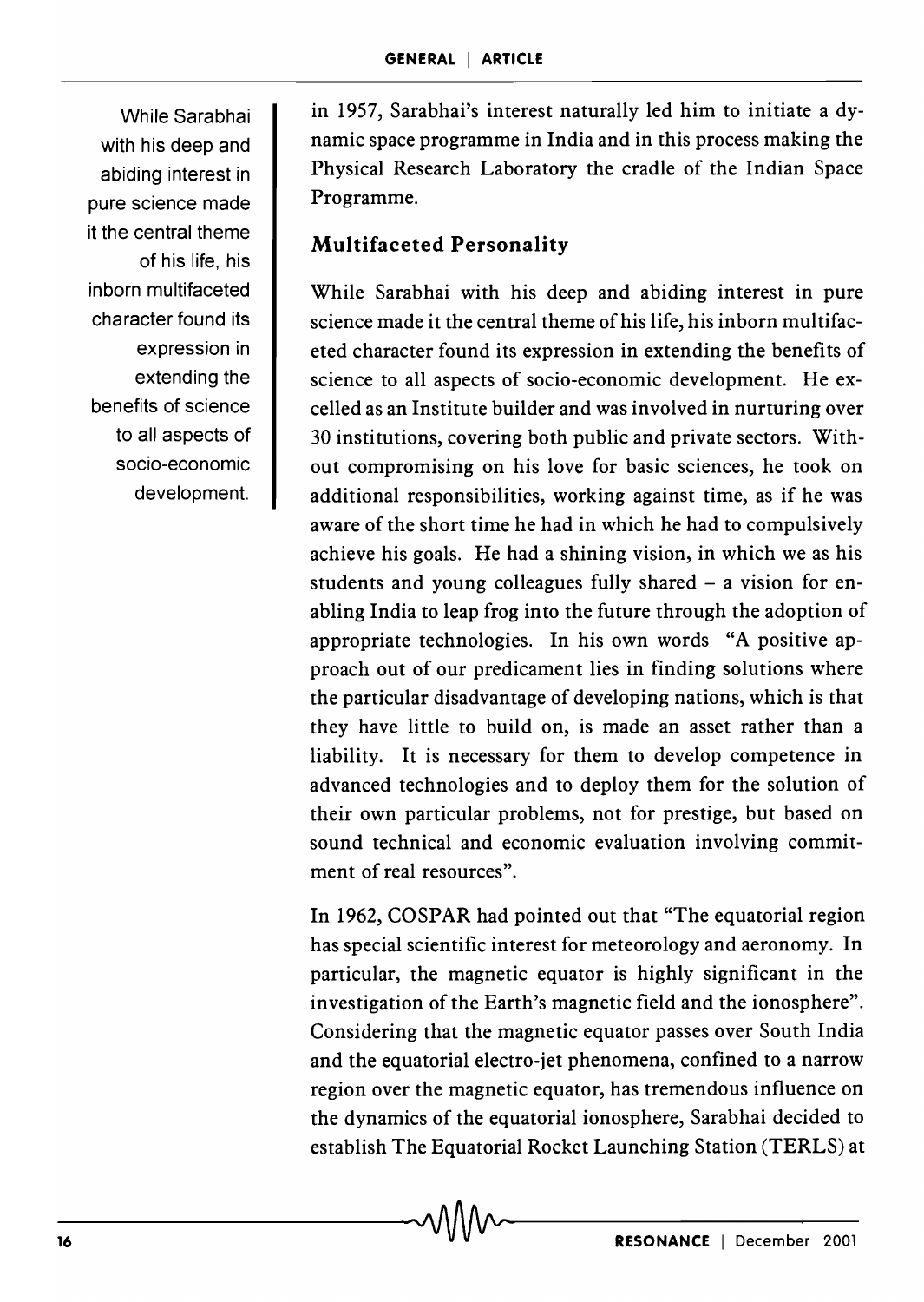in 1957, Sarabhai's interest naturally led him to initiate a dynamic space programme in India and in this process making the Physical Research Laboratory the cradle of the Indian Space Programme.

While Sarabhai with his deep and abiding interest in pure science made it the central theme of his life, his inborn multifaceted character found its expression in extending the benefits of science to all aspects of socio-economic development.

## Multifaceted Personality

While Sarabhai with his deep and abiding interest in pure science made it the central theme of his life, his inborn multifaceted character found its expression in extending the benefits of science to all aspects of socio-economic development. He excelled as an Institute builder and was involved in nurturing over 30 institutions, covering both public and private sectors. Without compromising on his love for basic sciences, he took on additional responsibilities, working against time, as if he was aware of the short time he had in which he had to compulsively achieve his goals. He had a shining vision, in which we as his students and young colleagues fully shared – a vision for enabling India to leap frog into the future through the adoption of appropriate technologies. In his own words "A positive approach out of our predicament lies in finding solutions where the particular disadvantage of developing nations, which is that they have little to build on, is made an asset rather than a liability. It is necessary for them to develop competence in advanced technologies and to deploy them for the solution of their own particular problems, not for prestige, but based on sound technical and economic evaluation involving commitment of real resources".

In 1962, COSPAR had pointed out that "The equatorial region has special scientific interest for meteorology and aeronomy. In particular, the magnetic equator is highly significant in the investigation of the Earth's magnetic field and the ionosphere". Considering that the magnetic equator passes over South India and the equatorial electro-jet phenomena, confined to a narrow region over the magnetic equator, has tremendous influence on the dynamics of the equatorial ionosphere, Sarabhai decided to establish The Equatorial Rocket Launching Station (TERLS) at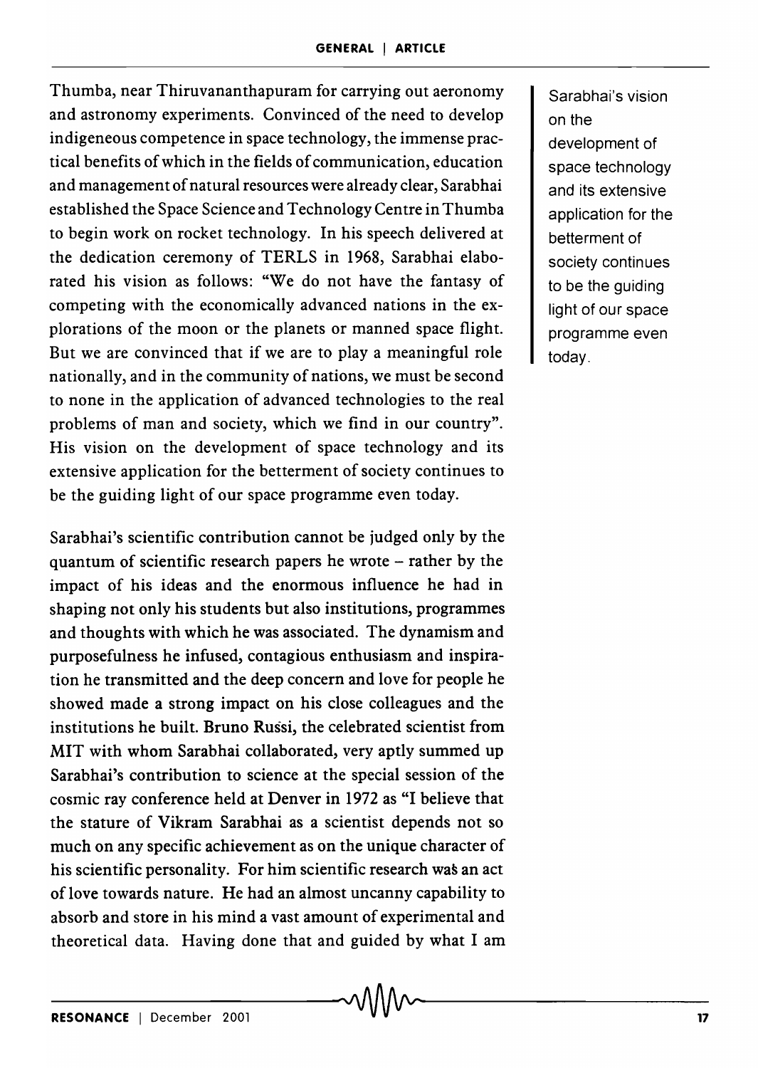Thumba, near Thiruvananthapuram for carrying out aeronomy and astronomy experiments. Convinced of the need to develop indigeneous competence in space technology, the immense practical benefits of which in the fields of communication, education and management of natural resources were already clear, Sarabhai established the Space Science and Technology Centre in Thumba to begin work on rocket technology. In his speech delivered at the dedication ceremony of TERLS in 1968, Sarabhai elaborated his vision as follows: "We do not have the fantasy of competing with the economically advanced nations in the explorations of the moon or the planets or manned space flight. But we are convinced that if we are to play a meaningful role nationally, and in the community of nations, we must be second to none in the application of advanced technologies to the real problems of man and society, which we find in our country". His vision on the development of space technology and its extensive application for the betterment of society continues to be the guiding light of our space programme even today.

Sarabhai's vision on the development of space technology and its extensive application for the betterment of society continues to be the guiding light of our space programme even today.

Sarabhai's scientific contribution cannot be judged only by the quantum of scientific research papers he wrote – rather by the impact of his ideas and the enormous influence he had in shaping not only his students but also institutions, programmes and thoughts with which he was associated. The dynamism and purposefulness he infused, contagious enthusiasm and inspiration he transmitted and the deep concern and love for people he showed made a strong impact on his close colleagues and the institutions he built. Bruno Russi, the celebrated scientist from MIT with whom Sarabhai collaborated, very aptly summed up Sarabhai's contribution to science at the special session of the cosmic ray conference held at Denver in 1972 as "I believe that the stature of Vikram Sarabhai as a scientist depends not so much on any specific achievement as on the unique character of his scientific personality. For him scientific research was an act of love towards nature. He had an almost uncanny capability to absorb and store in his mind a vast amount of experimental and theoretical data. Having done that and guided by what I am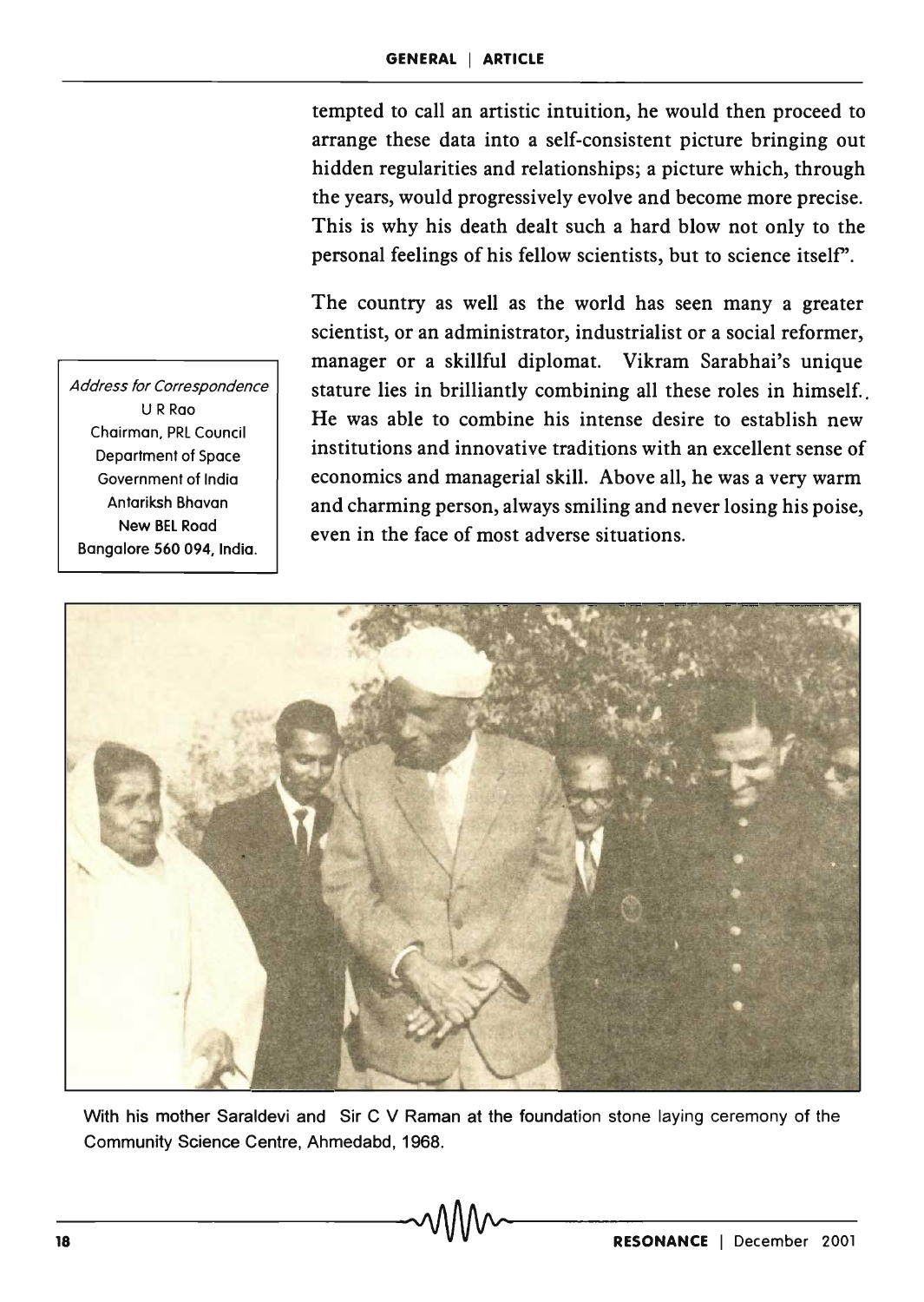tempted to call an artistic intuition, he would then proceed to arrange these data into a self-consistent picture bringing out hidden regularities and relationships; a picture which, through the years, would progressively evolve and become more precise. This is why his death dealt such a hard blow not only to the personal feelings of his fellow scientists, but to science itself".

The country as well as the world has seen many a greater scientist, or an administrator, industrialist or a social reformer, manager or a skillful diplomat. Vikram Sarabhai's unique stature lies in brilliantly combining all these roles in himself.. He was able to combine his intense desire to establish new institutions and innovative traditions with an excellent sense of economics and managerial skill. Above all, he was a very warm and charming person, always smiling and never losing his poise, even in the face of most adverse situations.

*Address for Correspondence*
U R Rao
Chairman, PRL Council
Department of Space
Government of India
Antariksh Bhavan
New BEL Road
Bangalore 560 094, India.

With his mother Saraldevi and Sir C V Raman at the foundation stone laying ceremony of the Community Science Centre, Ahmedabd, 1968.